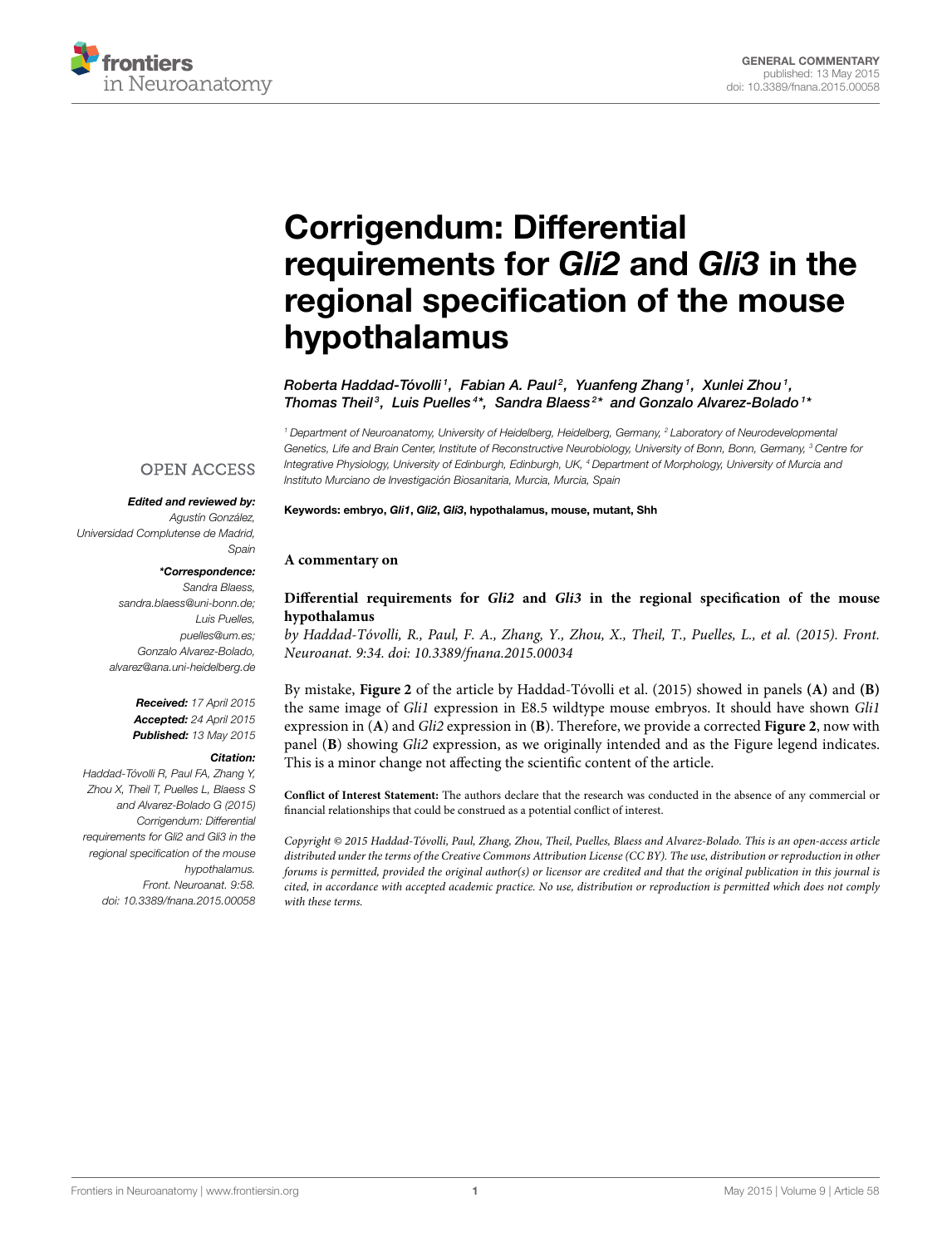GENERAL COMMENTARY
published: 13 May 2015
doi: 10.3389/fnana.2015.00058

# Corrigendum: Differential requirements for *Gli2* and *Gli3* in the regional specification of the mouse hypothalamus

*Roberta Haddad-Tóvolli[1], Fabian A. Paul[2], Yuanfeng Zhang[1], Xunlei Zhou[1], Thomas Theil[3], Luis Puelles[4]*, Sandra Blaess[2]* and Gonzalo Alvarez-Bolado[1]**

[1] Department of Neuroanatomy, University of Heidelberg, Heidelberg, Germany, [2] Laboratory of Neurodevelopmental Genetics, Life and Brain Center, Institute of Reconstructive Neurobiology, University of Bonn, Bonn, Germany, [3] Centre for Integrative Physiology, University of Edinburgh, Edinburgh, UK, [4] Department of Morphology, University of Murcia and Instituto Murciano de Investigación Biosanitaria, Murcia, Murcia, Spain

**Keywords:** embryo, *Gli1*, *Gli2*, *Gli3*, hypothalamus, mouse, mutant, Shh

OPEN ACCESS

***Edited and reviewed by:***
*Agustín González, Universidad Complutense de Madrid, Spain*

***\*Correspondence:***
*Sandra Blaess, sandra.blaess@uni-bonn.de;*
*Luis Puelles, puelles@um.es;*
*Gonzalo Alvarez-Bolado, alvarez@ana.uni-heidelberg.de*

***Received:*** *17 April 2015*
***Accepted:*** *24 April 2015*
***Published:*** *13 May 2015*

***Citation:***
*Haddad-Tóvolli R, Paul FA, Zhang Y, Zhou X, Theil T, Puelles L, Blaess S and Alvarez-Bolado G (2015) Corrigendum: Differential requirements for Gli2 and Gli3 in the regional specification of the mouse hypothalamus. Front. Neuroanat. 9:58. doi: 10.3389/fnana.2015.00058*

**A commentary on**

**Differential requirements for *Gli2* and *Gli3* in the regional specification of the mouse hypothalamus**

*by Haddad-Tóvolli, R., Paul, F. A., Zhang, Y., Zhou, X., Theil, T., Puelles, L., et al. (2015). Front. Neuroanat. 9:34. doi: 10.3389/fnana.2015.00034*

By mistake, **Figure 2** of the article by Haddad-Tóvolli et al. (2015) showed in panels **(A)** and **(B)** the same image of *Gli1* expression in E8.5 wildtype mouse embryos. It should have shown *Gli1* expression in (**A**) and *Gli2* expression in (**B**). Therefore, we provide a corrected **Figure 2**, now with panel (**B**) showing *Gli2* expression, as we originally intended and as the Figure legend indicates. This is a minor change not affecting the scientific content of the article.

**Conflict of Interest Statement:** The authors declare that the research was conducted in the absence of any commercial or financial relationships that could be construed as a potential conflict of interest.

*Copyright © 2015 Haddad-Tóvolli, Paul, Zhang, Zhou, Theil, Puelles, Blaess and Alvarez-Bolado. This is an open-access article distributed under the terms of the Creative Commons Attribution License (CC BY). The use, distribution or reproduction in other forums is permitted, provided the original author(s) or licensor are credited and that the original publication in this journal is cited, in accordance with accepted academic practice. No use, distribution or reproduction is permitted which does not comply with these terms.*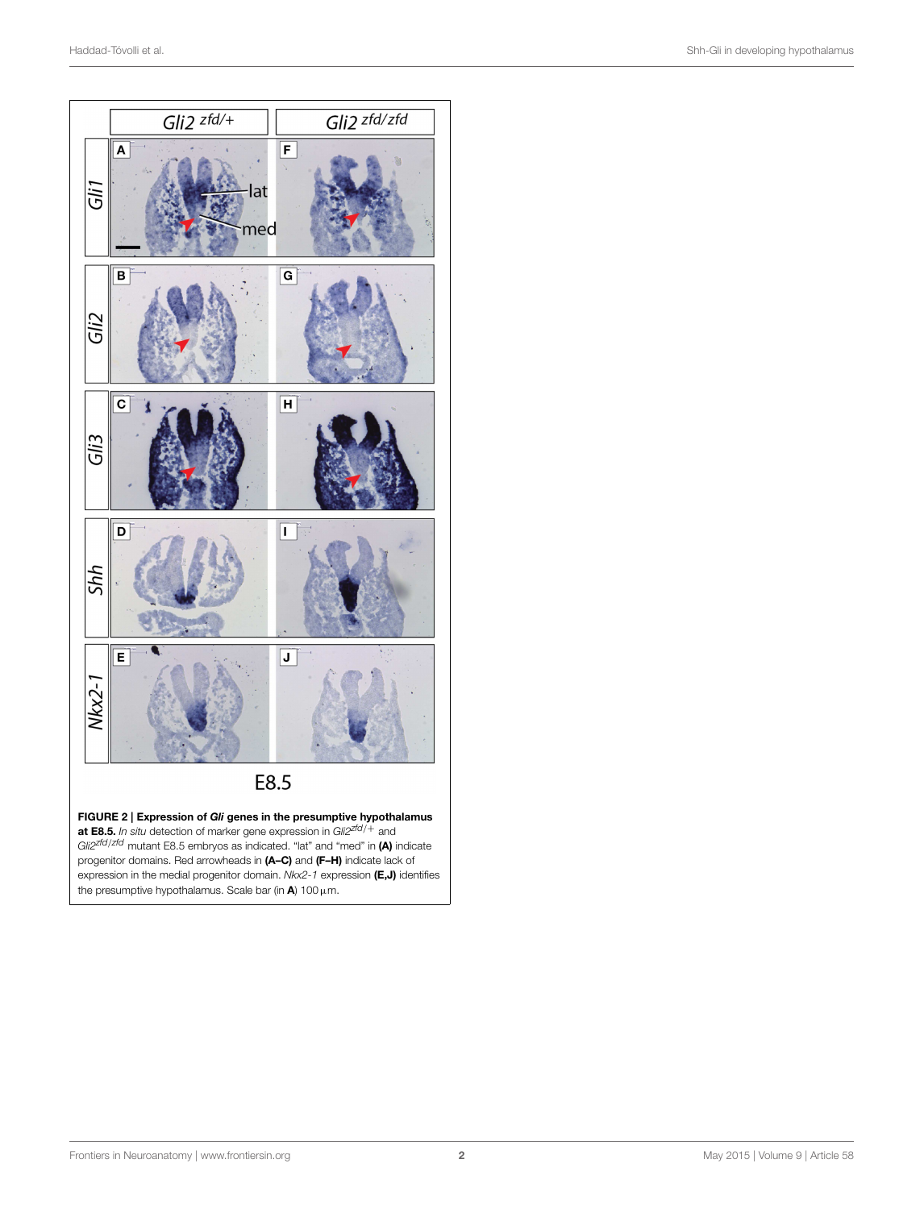Gli2 zfd/+

Gli2 zfd/zfd

Gli1

Gli2

Gli3

Shh

Nkx2-1

A

F

B

G

C

H

D

I

E

J

lat

med

E8.5

**FIGURE 2 | Expression of *Gli* genes in the presumptive hypothalamus at E8.5.** *In situ* detection of marker gene expression in *Gli2*$^{zfd/+}$ and *Gli2*$^{zfd/zfd}$ mutant E8.5 embryos as indicated. "lat" and "med" in **(A)** indicate progenitor domains. Red arrowheads in **(A–C)** and **(F–H)** indicate lack of expression in the medial progenitor domain. *Nkx2-1* expression **(E,J)** identifies the presumptive hypothalamus. Scale bar (in **A**) 100 µm.